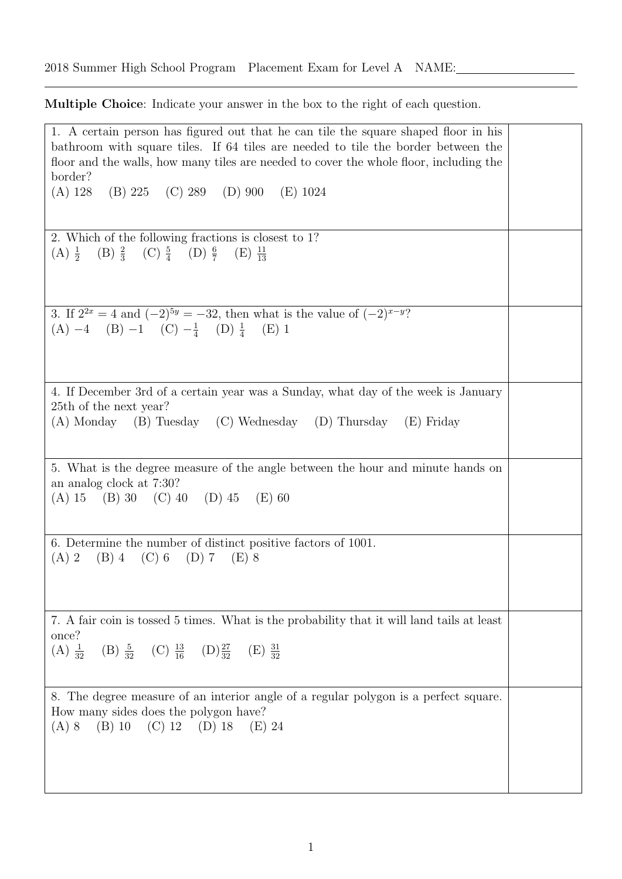2018 Summer High School Program Placement Exam for Level A NAME:\_\_\_\_\_\_\_\_\_\_\_\_\_\_

**Multiple Choice**: Indicate your answer in the box to the right of each question.

| | |
|---|---|
| 1. A certain person has figured out that he can tile the square shaped floor in his bathroom with square tiles. If 64 tiles are needed to tile the border between the floor and the walls, how many tiles are needed to cover the whole floor, including the border? <br> (A) 128 (B) 225 (C) 289 (D) 900 (E) 1024 | |
| 2. Which of the following fractions is closest to 1? <br> (A) $\frac{1}{2}$ (B) $\frac{2}{3}$ (C) $\frac{5}{4}$ (D) $\frac{6}{7}$ (E) $\frac{11}{13}$ | |
| 3. If $2^{2x} = 4$ and $(-2)^{5y} = -32$, then what is the value of $(-2)^{x-y}$? <br> (A) $-4$ (B) $-1$ (C) $-\frac{1}{4}$ (D) $\frac{1}{4}$ (E) 1 | |
| 4. If December 3rd of a certain year was a Sunday, what day of the week is January 25th of the next year? <br> (A) Monday (B) Tuesday (C) Wednesday (D) Thursday (E) Friday | |
| 5. What is the degree measure of the angle between the hour and minute hands on an analog clock at 7:30? <br> (A) 15 (B) 30 (C) 40 (D) 45 (E) 60 | |
| 6. Determine the number of distinct positive factors of 1001. <br> (A) 2 (B) 4 (C) 6 (D) 7 (E) 8 | |
| 7. A fair coin is tossed 5 times. What is the probability that it will land tails at least once? <br> (A) $\frac{1}{32}$ (B) $\frac{5}{32}$ (C) $\frac{13}{16}$ (D) $\frac{27}{32}$ (E) $\frac{31}{32}$ | |
| 8. The degree measure of an interior angle of a regular polygon is a perfect square. How many sides does the polygon have? <br> (A) 8 (B) 10 (C) 12 (D) 18 (E) 24 | |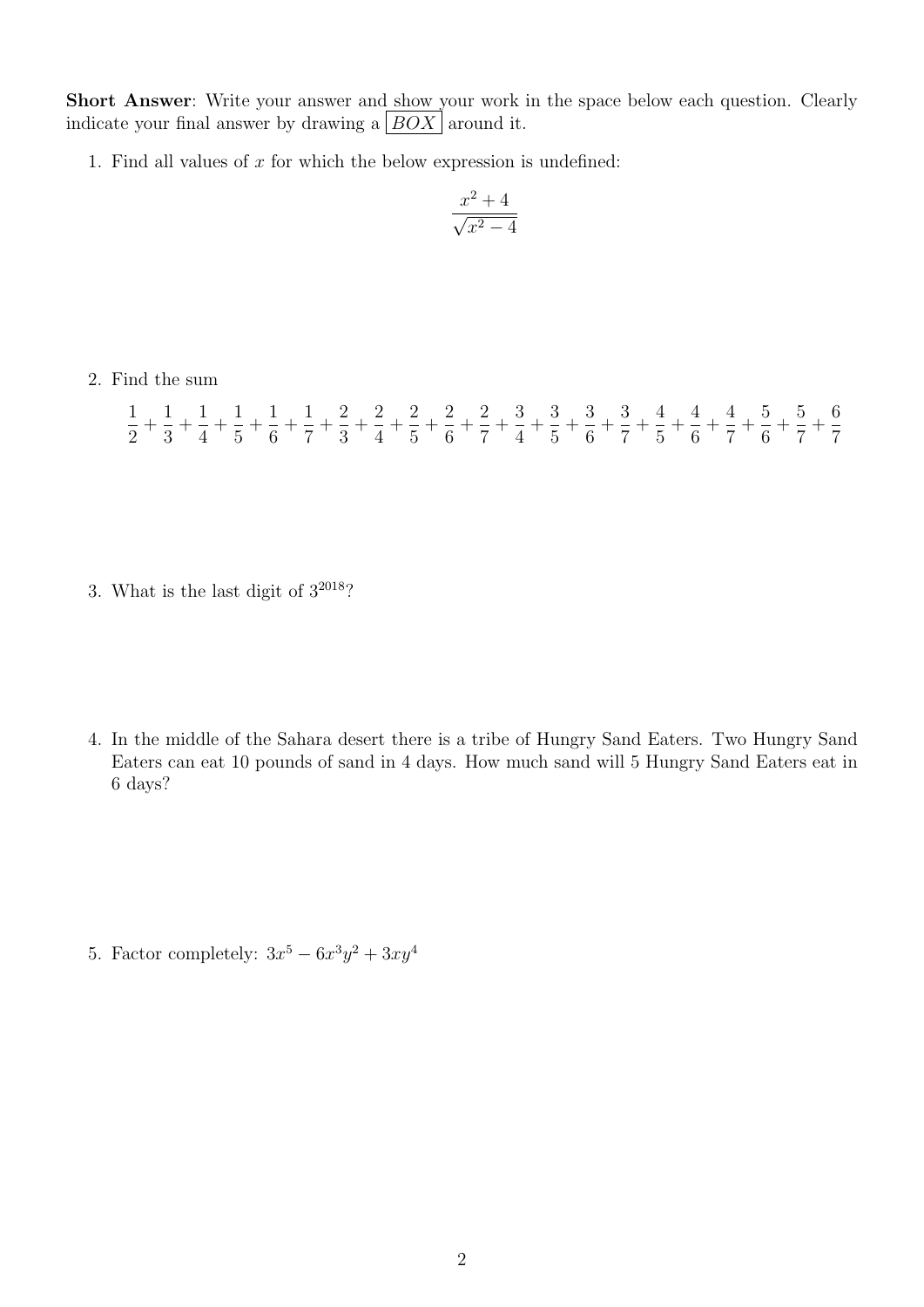**Short Answer**: Write your answer and show your work in the space below each question. Clearly indicate your final answer by drawing a $\boxed{BOX}$ around it.

1. Find all values of $x$ for which the below expression is undefined:

$$\frac{x^2+4}{\sqrt{x^2-4}}$$

2. Find the sum

$$\frac{1}{2}+\frac{1}{3}+\frac{1}{4}+\frac{1}{5}+\frac{1}{6}+\frac{1}{7}+\frac{2}{3}+\frac{2}{4}+\frac{2}{5}+\frac{2}{6}+\frac{2}{7}+\frac{3}{4}+\frac{3}{5}+\frac{3}{6}+\frac{3}{7}+\frac{4}{5}+\frac{4}{6}+\frac{4}{7}+\frac{5}{6}+\frac{5}{7}+\frac{6}{7}$$

3. What is the last digit of $3^{2018}$?

4. In the middle of the Sahara desert there is a tribe of Hungry Sand Eaters. Two Hungry Sand Eaters can eat 10 pounds of sand in 4 days. How much sand will 5 Hungry Sand Eaters eat in 6 days?

5. Factor completely: $3x^5 - 6x^3y^2 + 3xy^4$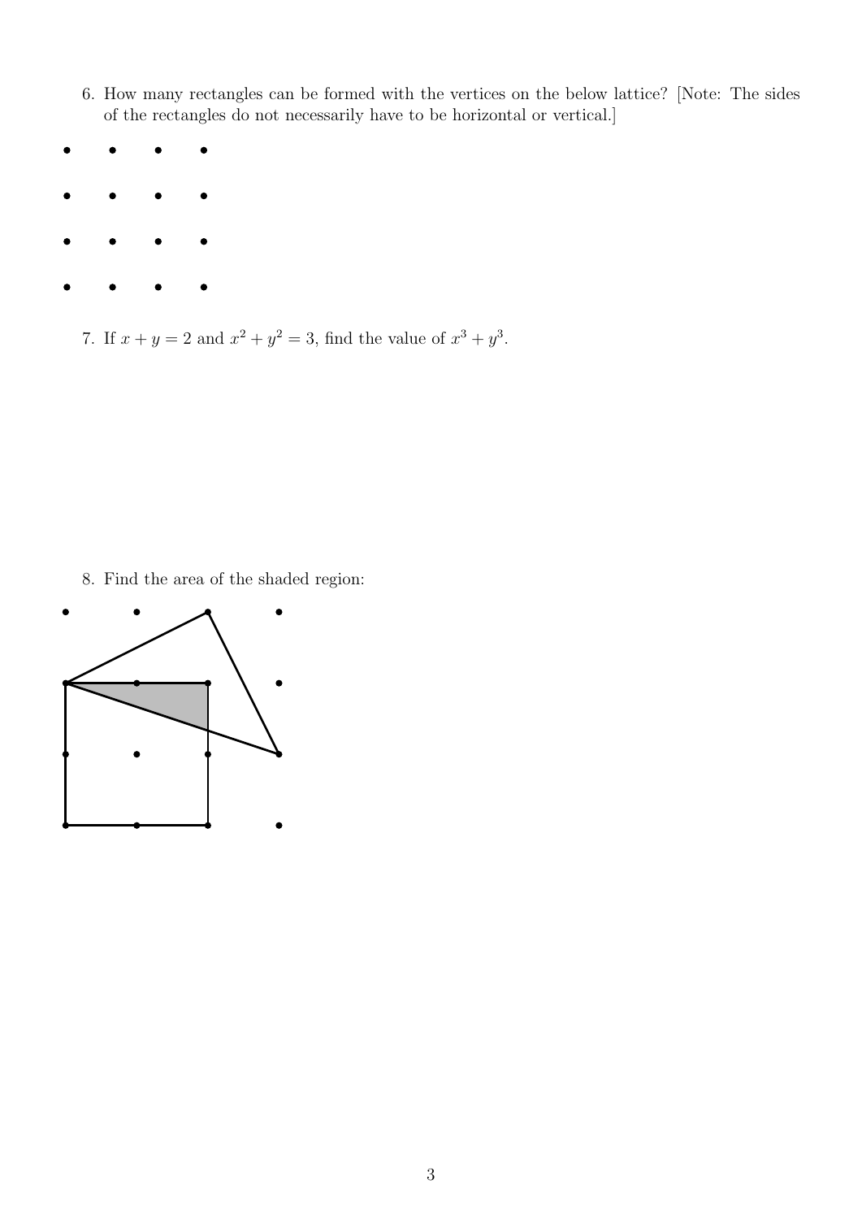6. How many rectangles can be formed with the vertices on the below lattice? [Note: The sides of the rectangles do not necessarily have to be horizontal or vertical.]

7. If $x + y = 2$ and $x^2 + y^2 = 3$, find the value of $x^3 + y^3$.

8. Find the area of the shaded region: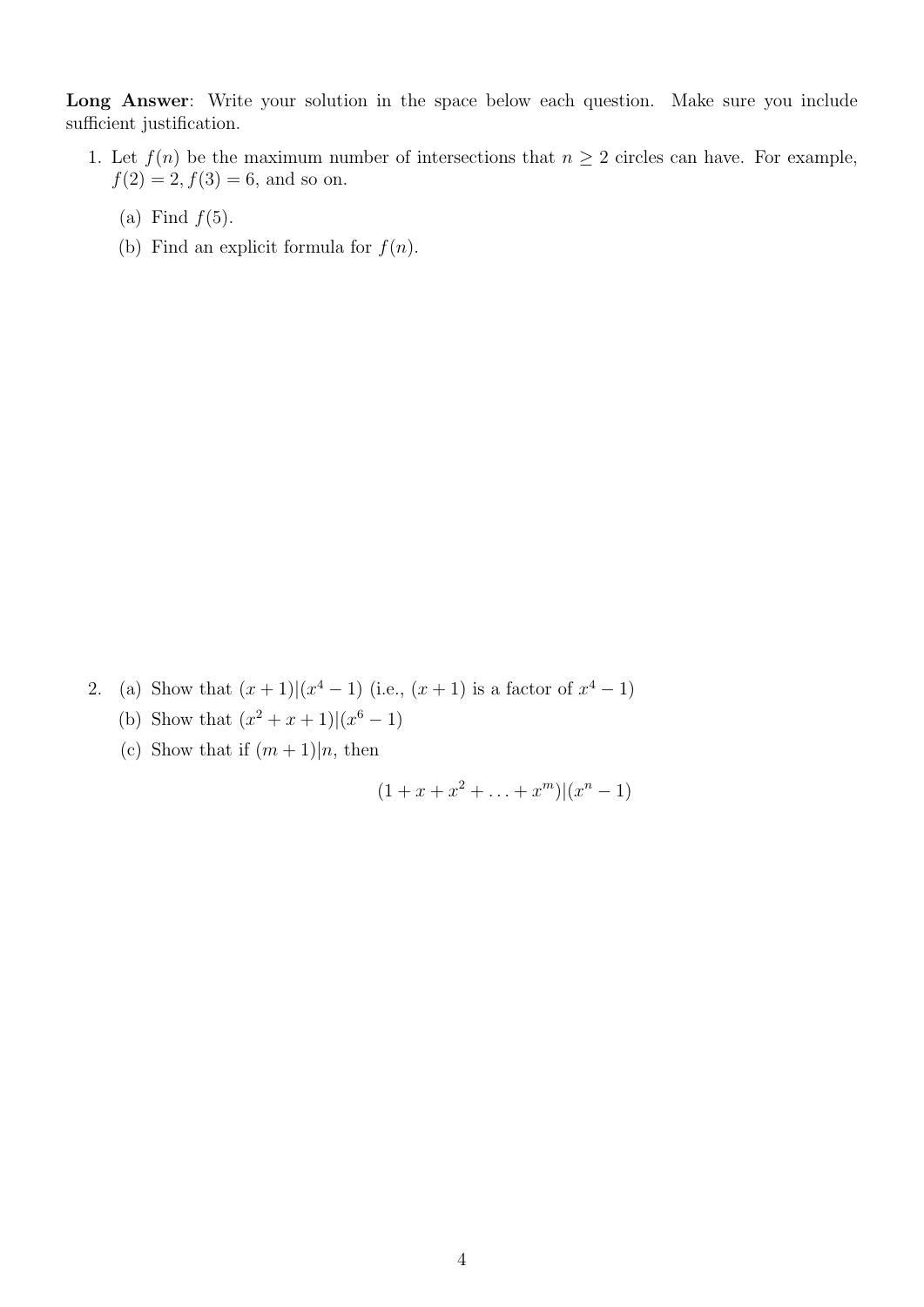**Long Answer**: Write your solution in the space below each question. Make sure you include sufficient justification.

1. Let $f(n)$ be the maximum number of intersections that $n \geq 2$ circles can have. For example, $f(2) = 2$, $f(3) = 6$, and so on.

   (a) Find $f(5)$.

   (b) Find an explicit formula for $f(n)$.

2. (a) Show that $(x+1)|(x^4 - 1)$ (i.e., $(x+1)$ is a factor of $x^4 - 1$)

   (b) Show that $(x^2 + x + 1)|(x^6 - 1)$

   (c) Show that if $(m+1)|n$, then

$$(1 + x + x^2 + \ldots + x^m)|(x^n - 1)$$